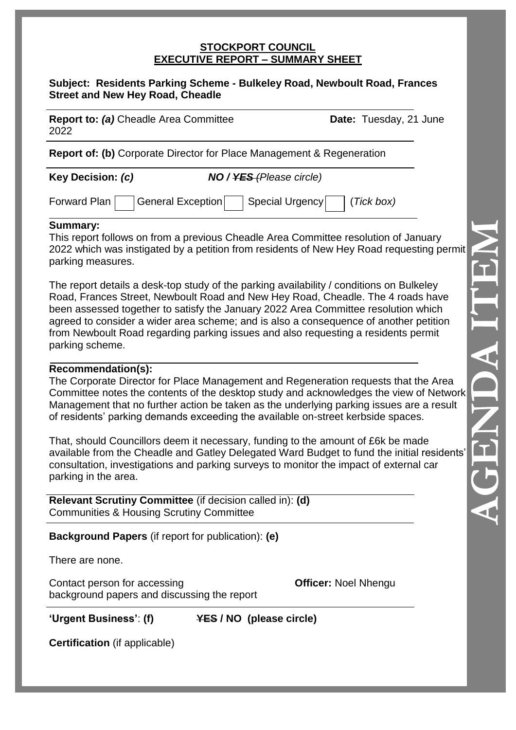**STOCKPORT COUNCIL**
**EXECUTIVE REPORT – SUMMARY SHEET**

**Subject: Residents Parking Scheme - Bulkeley Road, Newboult Road, Frances Street and New Hey Road, Cheadle**

**Report to:** ***(a)*** Cheadle Area Committee **Date:** Tuesday, 21 June 2022

**Report of: (b)** Corporate Director for Place Management & Regeneration

**Key Decision:** ***(c)*** ***NO / ~~YES~~** (Please circle)*

Forward Plan [ ] General Exception [ ] Special Urgency [ ] (*Tick box)*

**Summary:**
This report follows on from a previous Cheadle Area Committee resolution of January 2022 which was instigated by a petition from residents of New Hey Road requesting permit parking measures.

The report details a desk-top study of the parking availability / conditions on Bulkeley Road, Frances Street, Newboult Road and New Hey Road, Cheadle. The 4 roads have been assessed together to satisfy the January 2022 Area Committee resolution which agreed to consider a wider area scheme; and is also a consequence of another petition from Newboult Road regarding parking issues and also requesting a residents permit parking scheme.

**Recommendation(s):**
The Corporate Director for Place Management and Regeneration requests that the Area Committee notes the contents of the desktop study and acknowledges the view of Network Management that no further action be taken as the underlying parking issues are a result of residents' parking demands exceeding the available on-street kerbside spaces.

That, should Councillors deem it necessary, funding to the amount of £6k be made available from the Cheadle and Gatley Delegated Ward Budget to fund the initial residents' consultation, investigations and parking surveys to monitor the impact of external car parking in the area.

**Relevant Scrutiny Committee** (if decision called in): **(d)**
Communities & Housing Scrutiny Committee

**Background Papers** (if report for publication): **(e)**

There are none.

Contact person for accessing background papers and discussing the report **Officer:** Noel Nhengu

**'Urgent Business'**: **(f)** **~~YES~~ / NO (please circle)**

**Certification** (if applicable)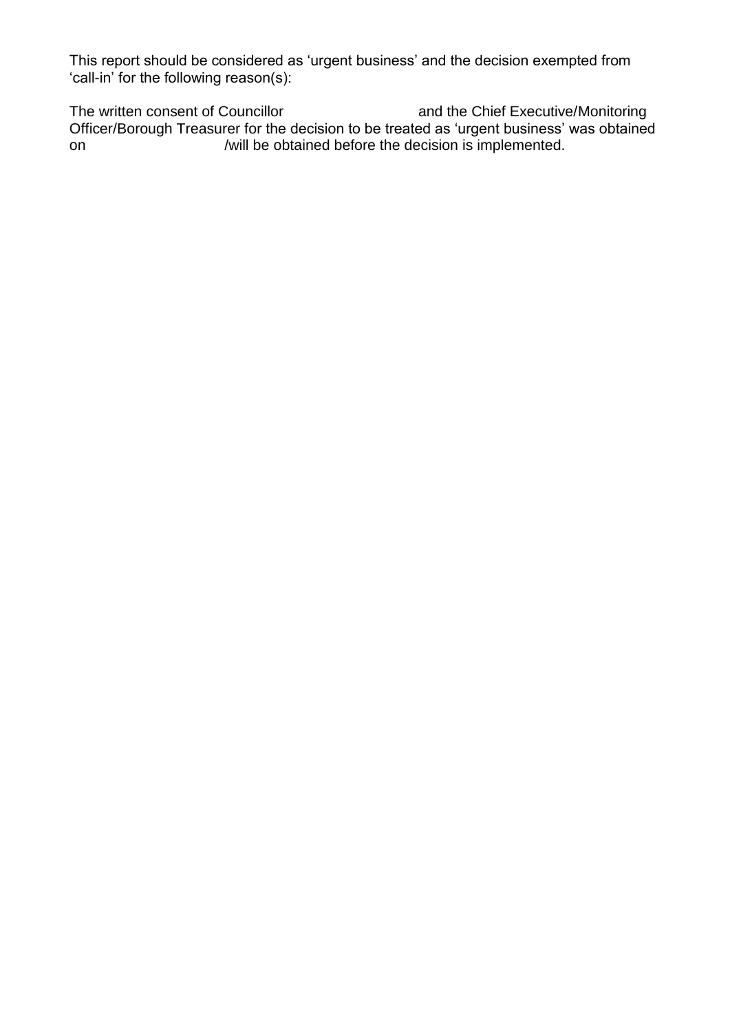This report should be considered as 'urgent business' and the decision exempted from 'call-in' for the following reason(s):

The written consent of Councillor and the Chief Executive/Monitoring Officer/Borough Treasurer for the decision to be treated as 'urgent business' was obtained on /will be obtained before the decision is implemented.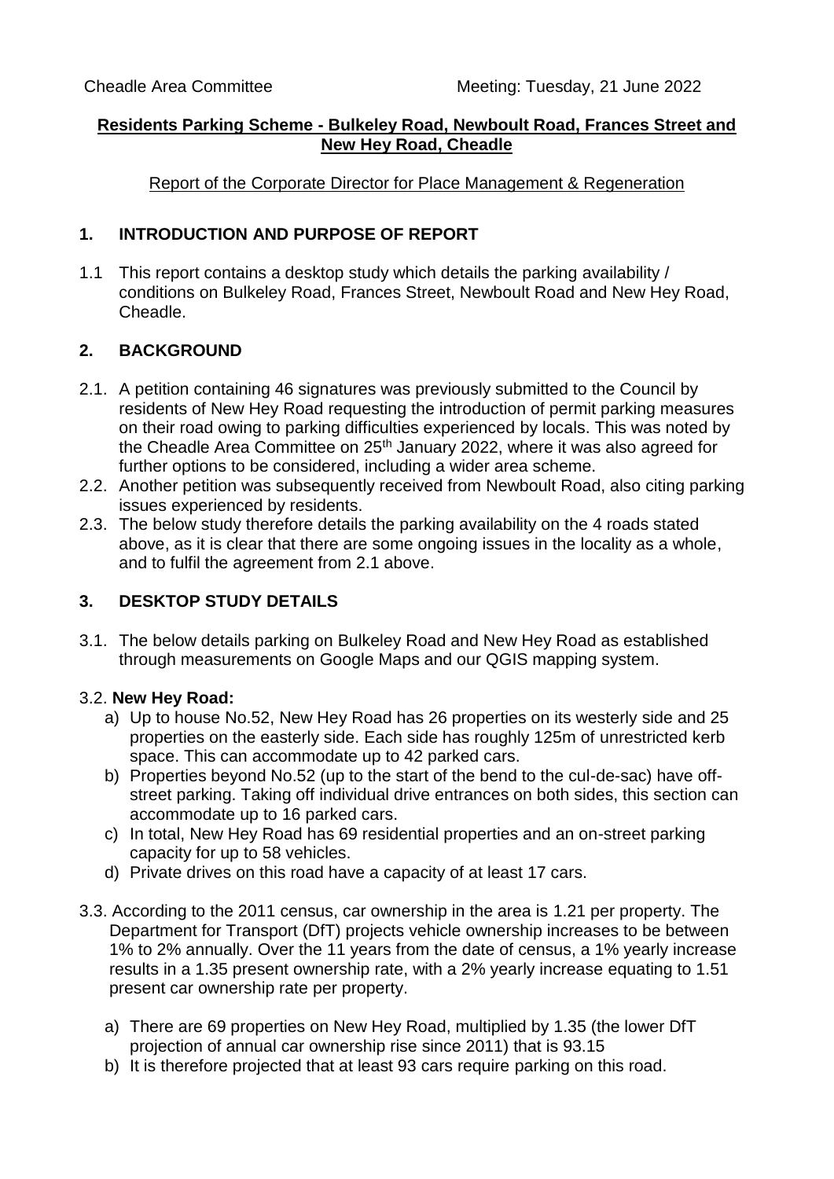Cheadle Area Committee Meeting: Tuesday, 21 June 2022

**Residents Parking Scheme - Bulkeley Road, Newboult Road, Frances Street and New Hey Road, Cheadle**

Report of the Corporate Director for Place Management & Regeneration

## 1. INTRODUCTION AND PURPOSE OF REPORT

1.1 This report contains a desktop study which details the parking availability / conditions on Bulkeley Road, Frances Street, Newboult Road and New Hey Road, Cheadle.

## 2. BACKGROUND

2.1. A petition containing 46 signatures was previously submitted to the Council by residents of New Hey Road requesting the introduction of permit parking measures on their road owing to parking difficulties experienced by locals. This was noted by the Cheadle Area Committee on 25th January 2022, where it was also agreed for further options to be considered, including a wider area scheme.

2.2. Another petition was subsequently received from Newboult Road, also citing parking issues experienced by residents.

2.3. The below study therefore details the parking availability on the 4 roads stated above, as it is clear that there are some ongoing issues in the locality as a whole, and to fulfil the agreement from 2.1 above.

## 3. DESKTOP STUDY DETAILS

3.1. The below details parking on Bulkeley Road and New Hey Road as established through measurements on Google Maps and our QGIS mapping system.

3.2. **New Hey Road:**

a) Up to house No.52, New Hey Road has 26 properties on its westerly side and 25 properties on the easterly side. Each side has roughly 125m of unrestricted kerb space. This can accommodate up to 42 parked cars.

b) Properties beyond No.52 (up to the start of the bend to the cul-de-sac) have off-street parking. Taking off individual drive entrances on both sides, this section can accommodate up to 16 parked cars.

c) In total, New Hey Road has 69 residential properties and an on-street parking capacity for up to 58 vehicles.

d) Private drives on this road have a capacity of at least 17 cars.

3.3. According to the 2011 census, car ownership in the area is 1.21 per property. The Department for Transport (DfT) projects vehicle ownership increases to be between 1% to 2% annually. Over the 11 years from the date of census, a 1% yearly increase results in a 1.35 present ownership rate, with a 2% yearly increase equating to 1.51 present car ownership rate per property.

a) There are 69 properties on New Hey Road, multiplied by 1.35 (the lower DfT projection of annual car ownership rise since 2011) that is 93.15

b) It is therefore projected that at least 93 cars require parking on this road.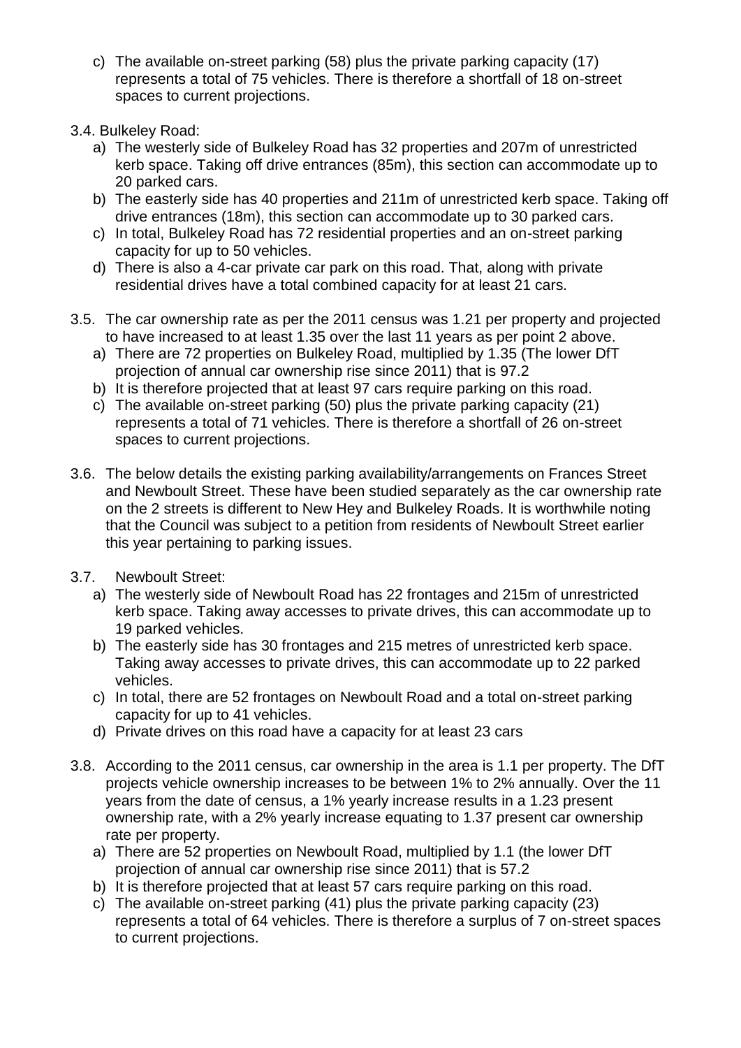c) The available on-street parking (58) plus the private parking capacity (17) represents a total of 75 vehicles. There is therefore a shortfall of 18 on-street spaces to current projections.

3.4. Bulkeley Road:

a) The westerly side of Bulkeley Road has 32 properties and 207m of unrestricted kerb space. Taking off drive entrances (85m), this section can accommodate up to 20 parked cars.
b) The easterly side has 40 properties and 211m of unrestricted kerb space. Taking off drive entrances (18m), this section can accommodate up to 30 parked cars.
c) In total, Bulkeley Road has 72 residential properties and an on-street parking capacity for up to 50 vehicles.
d) There is also a 4-car private car park on this road. That, along with private residential drives have a total combined capacity for at least 21 cars.

3.5. The car ownership rate as per the 2011 census was 1.21 per property and projected to have increased to at least 1.35 over the last 11 years as per point 2 above.

a) There are 72 properties on Bulkeley Road, multiplied by 1.35 (The lower DfT projection of annual car ownership rise since 2011) that is 97.2
b) It is therefore projected that at least 97 cars require parking on this road.
c) The available on-street parking (50) plus the private parking capacity (21) represents a total of 71 vehicles. There is therefore a shortfall of 26 on-street spaces to current projections.

3.6. The below details the existing parking availability/arrangements on Frances Street and Newboult Street. These have been studied separately as the car ownership rate on the 2 streets is different to New Hey and Bulkeley Roads. It is worthwhile noting that the Council was subject to a petition from residents of Newboult Street earlier this year pertaining to parking issues.

3.7. Newboult Street:

a) The westerly side of Newboult Road has 22 frontages and 215m of unrestricted kerb space. Taking away accesses to private drives, this can accommodate up to 19 parked vehicles.
b) The easterly side has 30 frontages and 215 metres of unrestricted kerb space. Taking away accesses to private drives, this can accommodate up to 22 parked vehicles.
c) In total, there are 52 frontages on Newboult Road and a total on-street parking capacity for up to 41 vehicles.
d) Private drives on this road have a capacity for at least 23 cars

3.8. According to the 2011 census, car ownership in the area is 1.1 per property. The DfT projects vehicle ownership increases to be between 1% to 2% annually. Over the 11 years from the date of census, a 1% yearly increase results in a 1.23 present ownership rate, with a 2% yearly increase equating to 1.37 present car ownership rate per property.

a) There are 52 properties on Newboult Road, multiplied by 1.1 (the lower DfT projection of annual car ownership rise since 2011) that is 57.2
b) It is therefore projected that at least 57 cars require parking on this road.
c) The available on-street parking (41) plus the private parking capacity (23) represents a total of 64 vehicles. There is therefore a surplus of 7 on-street spaces to current projections.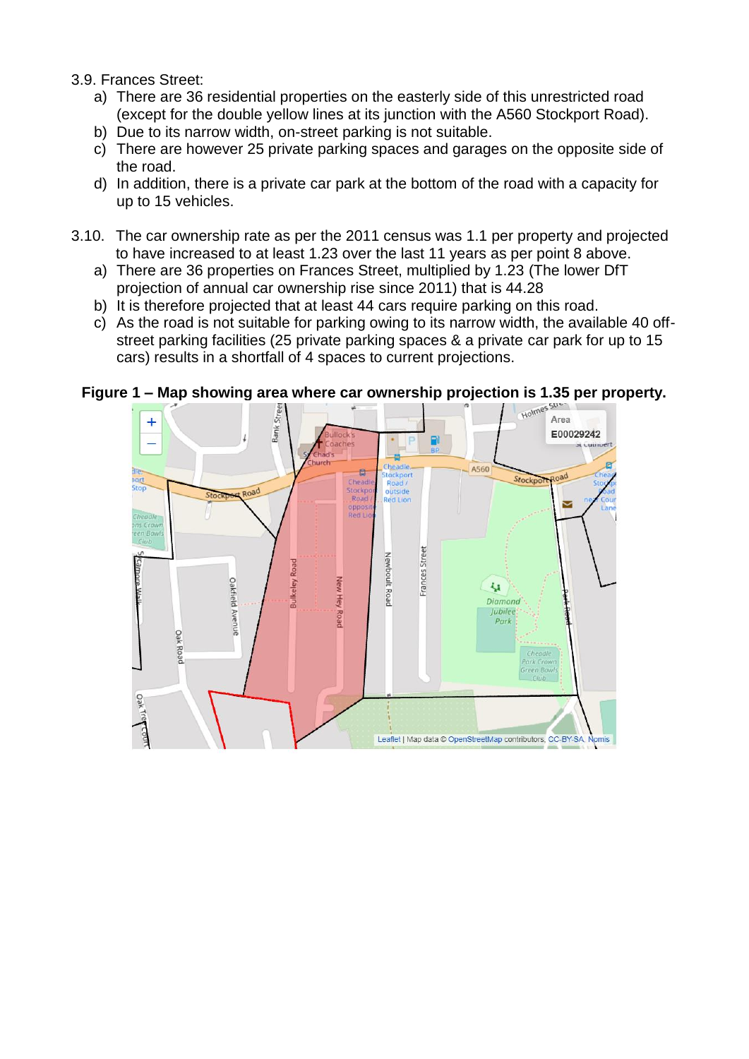3.9. Frances Street:

a) There are 36 residential properties on the easterly side of this unrestricted road (except for the double yellow lines at its junction with the A560 Stockport Road).
b) Due to its narrow width, on-street parking is not suitable.
c) There are however 25 private parking spaces and garages on the opposite side of the road.
d) In addition, there is a private car park at the bottom of the road with a capacity for up to 15 vehicles.

3.10. The car ownership rate as per the 2011 census was 1.1 per property and projected to have increased to at least 1.23 over the last 11 years as per point 8 above.

a) There are 36 properties on Frances Street, multiplied by 1.23 (The lower DfT projection of annual car ownership rise since 2011) that is 44.28
b) It is therefore projected that at least 44 cars require parking on this road.
c) As the road is not suitable for parking owing to its narrow width, the available 40 off-street parking facilities (25 private parking spaces & a private car park for up to 15 cars) results in a shortfall of 4 spaces to current projections.

**Figure 1 – Map showing area where car ownership projection is 1.35 per property.**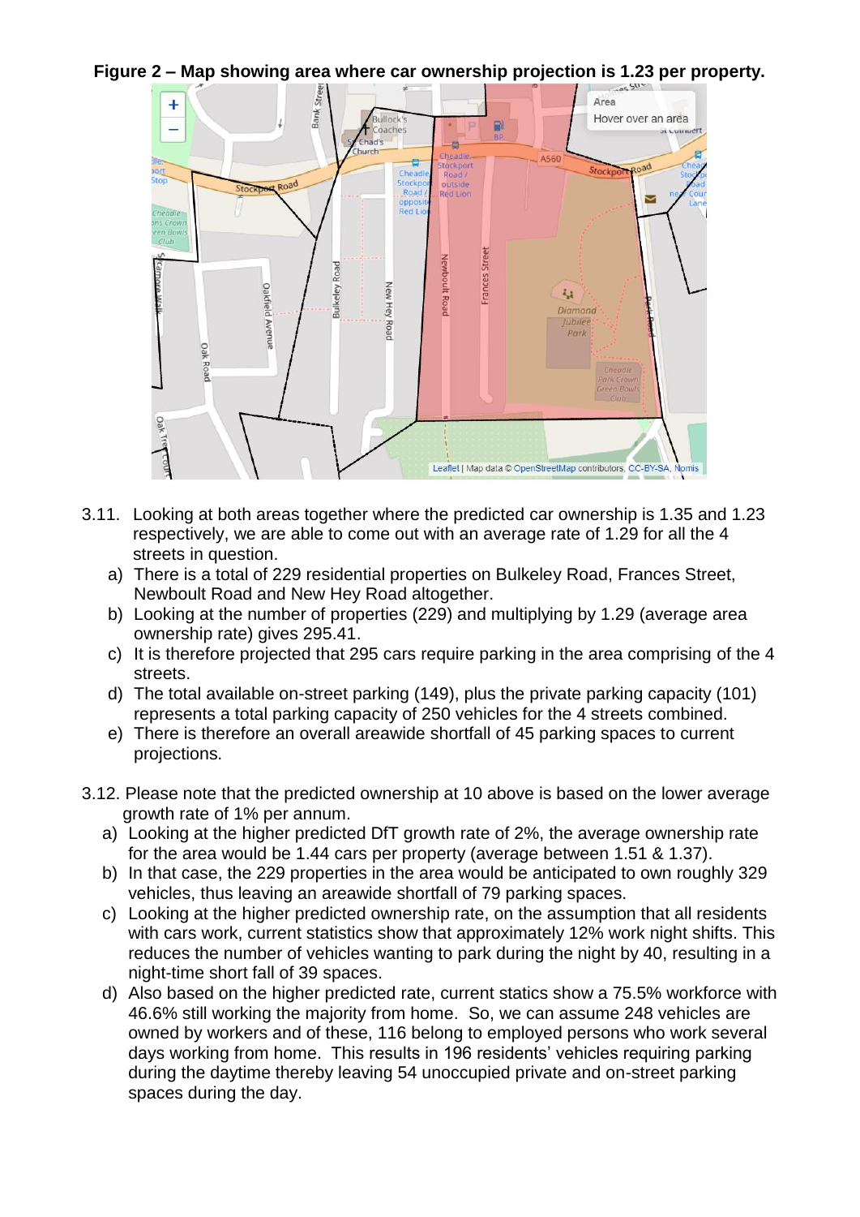**Figure 2 – Map showing area where car ownership projection is 1.23 per property.**

3.11. Looking at both areas together where the predicted car ownership is 1.35 and 1.23 respectively, we are able to come out with an average rate of 1.29 for all the 4 streets in question.

a) There is a total of 229 residential properties on Bulkeley Road, Frances Street, Newboult Road and New Hey Road altogether.
b) Looking at the number of properties (229) and multiplying by 1.29 (average area ownership rate) gives 295.41.
c) It is therefore projected that 295 cars require parking in the area comprising of the 4 streets.
d) The total available on-street parking (149), plus the private parking capacity (101) represents a total parking capacity of 250 vehicles for the 4 streets combined.
e) There is therefore an overall areawide shortfall of 45 parking spaces to current projections.

3.12. Please note that the predicted ownership at 10 above is based on the lower average growth rate of 1% per annum.

a) Looking at the higher predicted DfT growth rate of 2%, the average ownership rate for the area would be 1.44 cars per property (average between 1.51 & 1.37).
b) In that case, the 229 properties in the area would be anticipated to own roughly 329 vehicles, thus leaving an areawide shortfall of 79 parking spaces.
c) Looking at the higher predicted ownership rate, on the assumption that all residents with cars work, current statistics show that approximately 12% work night shifts. This reduces the number of vehicles wanting to park during the night by 40, resulting in a night-time short fall of 39 spaces.
d) Also based on the higher predicted rate, current statics show a 75.5% workforce with 46.6% still working the majority from home. So, we can assume 248 vehicles are owned by workers and of these, 116 belong to employed persons who work several days working from home. This results in 196 residents' vehicles requiring parking during the daytime thereby leaving 54 unoccupied private and on-street parking spaces during the day.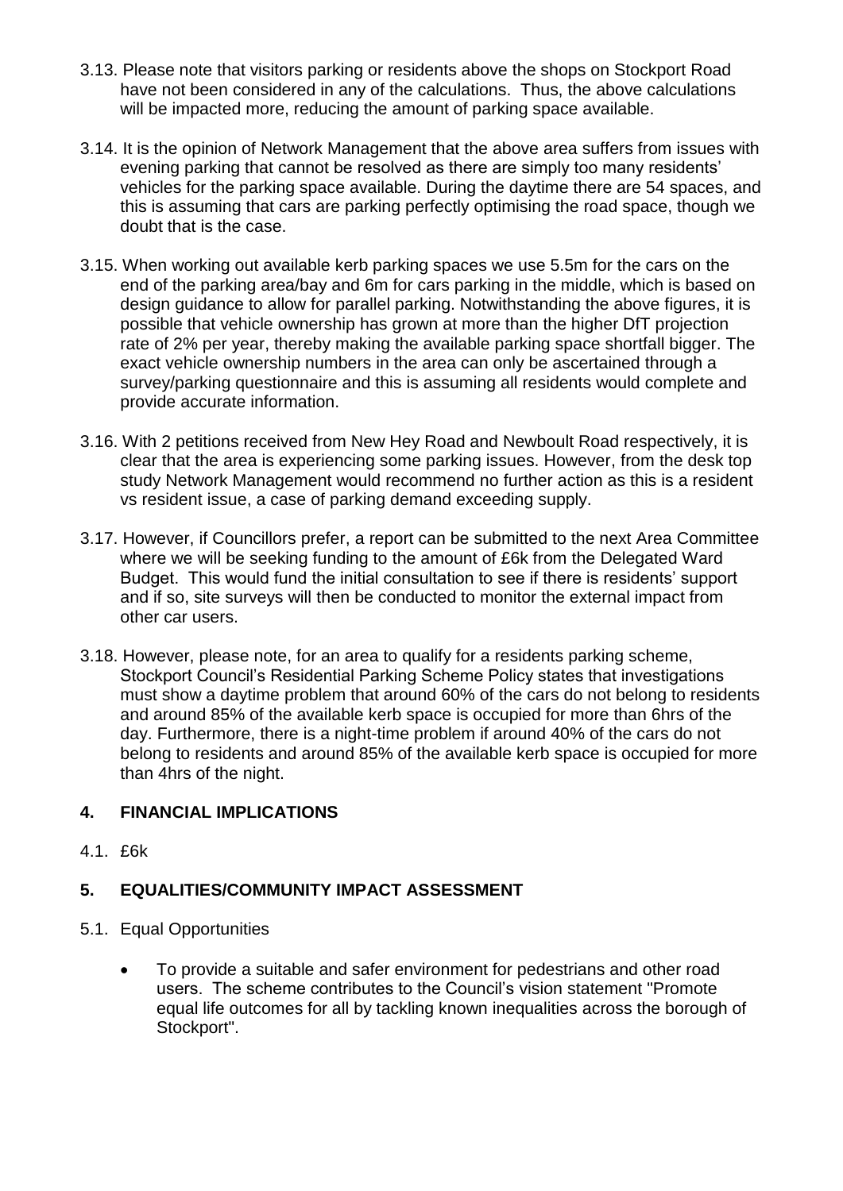3.13. Please note that visitors parking or residents above the shops on Stockport Road have not been considered in any of the calculations. Thus, the above calculations will be impacted more, reducing the amount of parking space available.

3.14. It is the opinion of Network Management that the above area suffers from issues with evening parking that cannot be resolved as there are simply too many residents' vehicles for the parking space available. During the daytime there are 54 spaces, and this is assuming that cars are parking perfectly optimising the road space, though we doubt that is the case.

3.15. When working out available kerb parking spaces we use 5.5m for the cars on the end of the parking area/bay and 6m for cars parking in the middle, which is based on design guidance to allow for parallel parking. Notwithstanding the above figures, it is possible that vehicle ownership has grown at more than the higher DfT projection rate of 2% per year, thereby making the available parking space shortfall bigger. The exact vehicle ownership numbers in the area can only be ascertained through a survey/parking questionnaire and this is assuming all residents would complete and provide accurate information.

3.16. With 2 petitions received from New Hey Road and Newboult Road respectively, it is clear that the area is experiencing some parking issues. However, from the desk top study Network Management would recommend no further action as this is a resident vs resident issue, a case of parking demand exceeding supply.

3.17. However, if Councillors prefer, a report can be submitted to the next Area Committee where we will be seeking funding to the amount of £6k from the Delegated Ward Budget. This would fund the initial consultation to see if there is residents' support and if so, site surveys will then be conducted to monitor the external impact from other car users.

3.18. However, please note, for an area to qualify for a residents parking scheme, Stockport Council's Residential Parking Scheme Policy states that investigations must show a daytime problem that around 60% of the cars do not belong to residents and around 85% of the available kerb space is occupied for more than 6hrs of the day. Furthermore, there is a night-time problem if around 40% of the cars do not belong to residents and around 85% of the available kerb space is occupied for more than 4hrs of the night.

## 4. FINANCIAL IMPLICATIONS

4.1. £6k

## 5. EQUALITIES/COMMUNITY IMPACT ASSESSMENT

5.1. Equal Opportunities

- To provide a suitable and safer environment for pedestrians and other road users. The scheme contributes to the Council's vision statement "Promote equal life outcomes for all by tackling known inequalities across the borough of Stockport".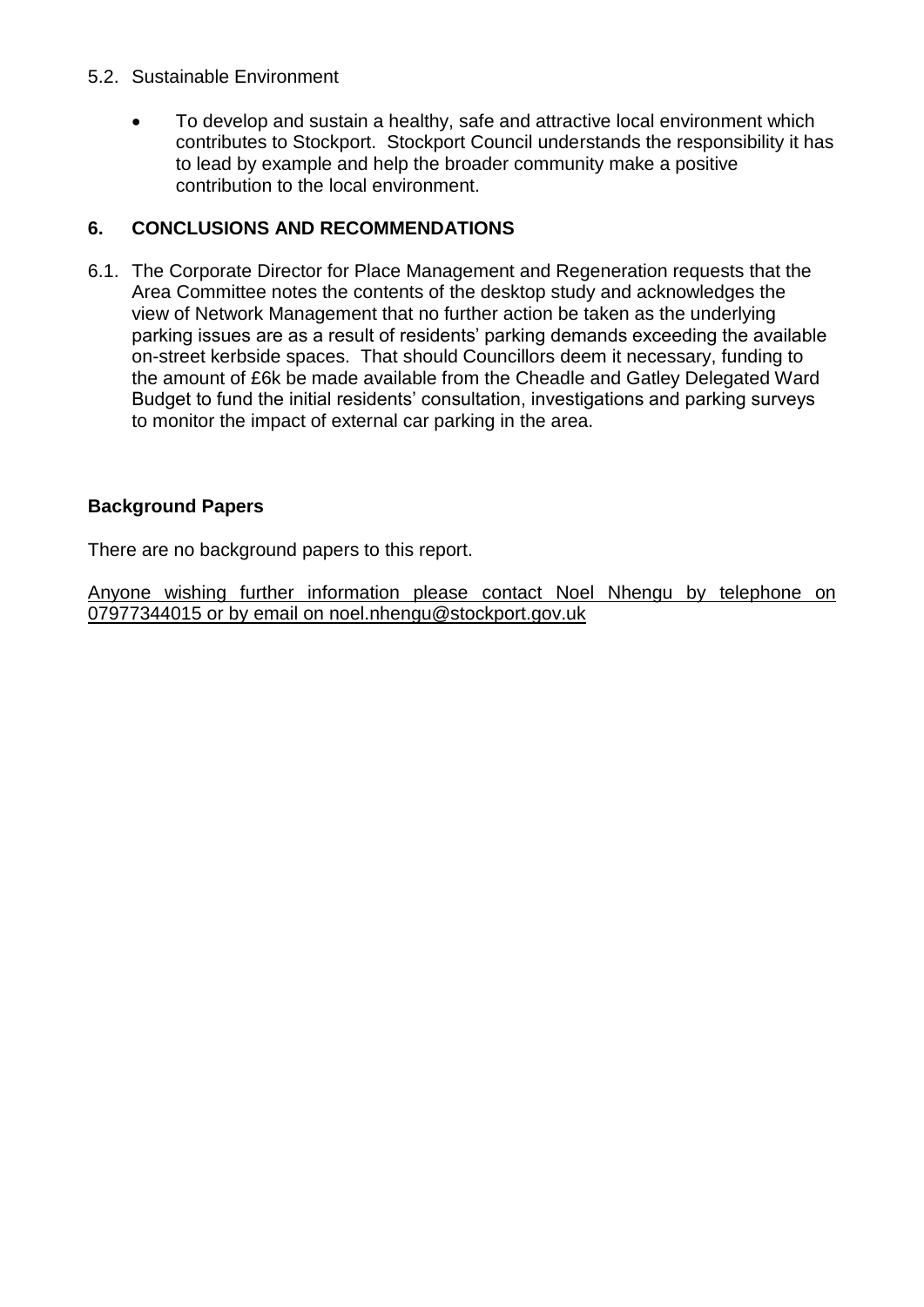5.2. Sustainable Environment

- To develop and sustain a healthy, safe and attractive local environment which contributes to Stockport. Stockport Council understands the responsibility it has to lead by example and help the broader community make a positive contribution to the local environment.

## 6. CONCLUSIONS AND RECOMMENDATIONS

6.1. The Corporate Director for Place Management and Regeneration requests that the Area Committee notes the contents of the desktop study and acknowledges the view of Network Management that no further action be taken as the underlying parking issues are as a result of residents' parking demands exceeding the available on-street kerbside spaces. That should Councillors deem it necessary, funding to the amount of £6k be made available from the Cheadle and Gatley Delegated Ward Budget to fund the initial residents' consultation, investigations and parking surveys to monitor the impact of external car parking in the area.

**Background Papers**

There are no background papers to this report.

Anyone wishing further information please contact Noel Nhengu by telephone on 07977344015 or by email on noel.nhengu@stockport.gov.uk